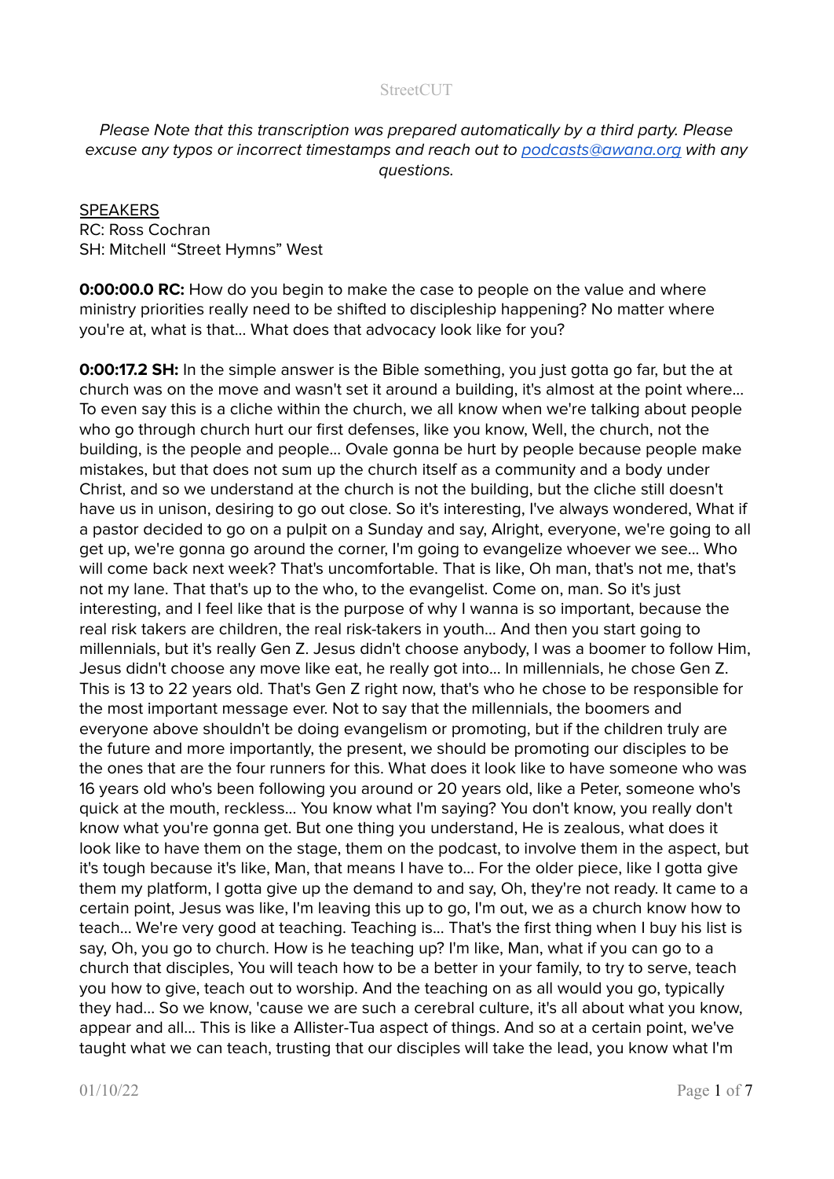StreetCUT

*Please Note that this transcription was prepared automatically by a third party. Please excuse any typos or incorrect timestamps and reach out to [podcasts@awana.org](mailto:podcasts@awana.org) with any questions.*

SPEAKERS
RC: Ross Cochran
SH: Mitchell "Street Hymns" West

**0:00:00.0 RC:** How do you begin to make the case to people on the value and where ministry priorities really need to be shifted to discipleship happening? No matter where you're at, what is that... What does that advocacy look like for you?

**0:00:17.2 SH:** In the simple answer is the Bible something, you just gotta go far, but the at church was on the move and wasn't set it around a building, it's almost at the point where... To even say this is a cliche within the church, we all know when we're talking about people who go through church hurt our first defenses, like you know, Well, the church, not the building, is the people and people... Ovale gonna be hurt by people because people make mistakes, but that does not sum up the church itself as a community and a body under Christ, and so we understand at the church is not the building, but the cliche still doesn't have us in unison, desiring to go out close. So it's interesting, I've always wondered, What if a pastor decided to go on a pulpit on a Sunday and say, Alright, everyone, we're going to all get up, we're gonna go around the corner, I'm going to evangelize whoever we see... Who will come back next week? That's uncomfortable. That is like, Oh man, that's not me, that's not my lane. That that's up to the who, to the evangelist. Come on, man. So it's just interesting, and I feel like that is the purpose of why I wanna is so important, because the real risk takers are children, the real risk-takers in youth... And then you start going to millennials, but it's really Gen Z. Jesus didn't choose anybody, I was a boomer to follow Him, Jesus didn't choose any move like eat, he really got into... In millennials, he chose Gen Z. This is 13 to 22 years old. That's Gen Z right now, that's who he chose to be responsible for the most important message ever. Not to say that the millennials, the boomers and everyone above shouldn't be doing evangelism or promoting, but if the children truly are the future and more importantly, the present, we should be promoting our disciples to be the ones that are the four runners for this. What does it look like to have someone who was 16 years old who's been following you around or 20 years old, like a Peter, someone who's quick at the mouth, reckless... You know what I'm saying? You don't know, you really don't know what you're gonna get. But one thing you understand, He is zealous, what does it look like to have them on the stage, them on the podcast, to involve them in the aspect, but it's tough because it's like, Man, that means I have to... For the older piece, like I gotta give them my platform, I gotta give up the demand to and say, Oh, they're not ready. It came to a certain point, Jesus was like, I'm leaving this up to go, I'm out, we as a church know how to teach... We're very good at teaching. Teaching is... That's the first thing when I buy his list is say, Oh, you go to church. How is he teaching up? I'm like, Man, what if you can go to a church that disciples, You will teach how to be a better in your family, to try to serve, teach you how to give, teach out to worship. And the teaching on as all would you go, typically they had... So we know, 'cause we are such a cerebral culture, it's all about what you know, appear and all... This is like a Allister-Tua aspect of things. And so at a certain point, we've taught what we can teach, trusting that our disciples will take the lead, you know what I'm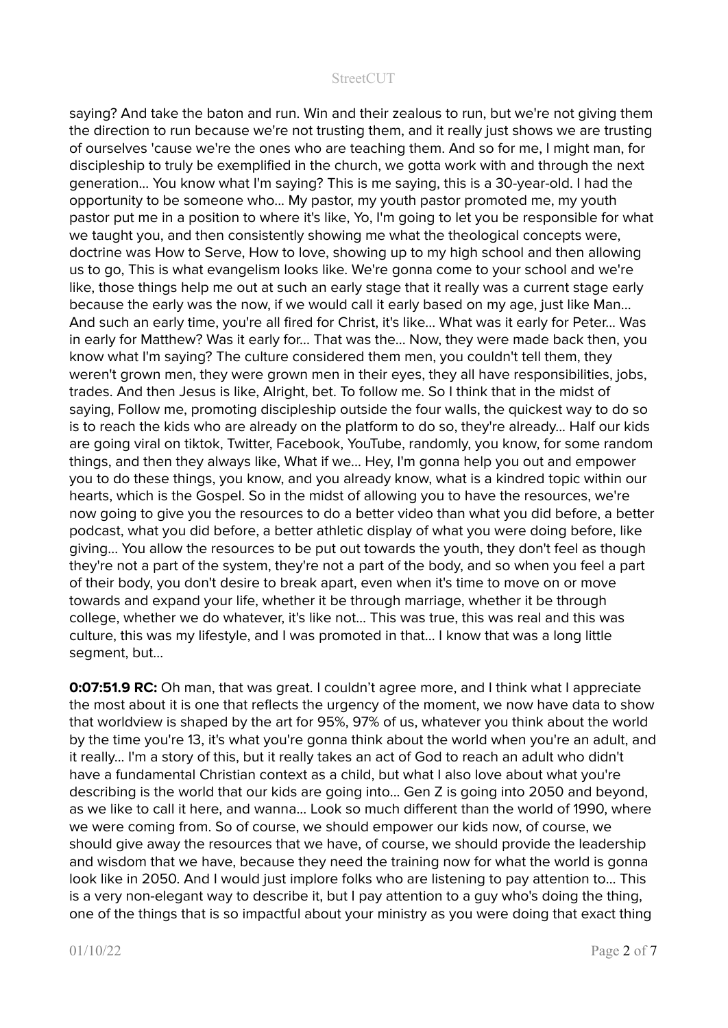saying? And take the baton and run. Win and their zealous to run, but we're not giving them the direction to run because we're not trusting them, and it really just shows we are trusting of ourselves 'cause we're the ones who are teaching them. And so for me, I might man, for discipleship to truly be exemplified in the church, we gotta work with and through the next generation... You know what I'm saying? This is me saying, this is a 30-year-old. I had the opportunity to be someone who... My pastor, my youth pastor promoted me, my youth pastor put me in a position to where it's like, Yo, I'm going to let you be responsible for what we taught you, and then consistently showing me what the theological concepts were, doctrine was How to Serve, How to love, showing up to my high school and then allowing us to go, This is what evangelism looks like. We're gonna come to your school and we're like, those things help me out at such an early stage that it really was a current stage early because the early was the now, if we would call it early based on my age, just like Man... And such an early time, you're all fired for Christ, it's like... What was it early for Peter... Was in early for Matthew? Was it early for... That was the... Now, they were made back then, you know what I'm saying? The culture considered them men, you couldn't tell them, they weren't grown men, they were grown men in their eyes, they all have responsibilities, jobs, trades. And then Jesus is like, Alright, bet. To follow me. So I think that in the midst of saying, Follow me, promoting discipleship outside the four walls, the quickest way to do so is to reach the kids who are already on the platform to do so, they're already... Half our kids are going viral on tiktok, Twitter, Facebook, YouTube, randomly, you know, for some random things, and then they always like, What if we... Hey, I'm gonna help you out and empower you to do these things, you know, and you already know, what is a kindred topic within our hearts, which is the Gospel. So in the midst of allowing you to have the resources, we're now going to give you the resources to do a better video than what you did before, a better podcast, what you did before, a better athletic display of what you were doing before, like giving... You allow the resources to be put out towards the youth, they don't feel as though they're not a part of the system, they're not a part of the body, and so when you feel a part of their body, you don't desire to break apart, even when it's time to move on or move towards and expand your life, whether it be through marriage, whether it be through college, whether we do whatever, it's like not... This was true, this was real and this was culture, this was my lifestyle, and I was promoted in that... I know that was a long little segment, but...

**0:07:51.9 RC:** Oh man, that was great. I couldn't agree more, and I think what I appreciate the most about it is one that reflects the urgency of the moment, we now have data to show that worldview is shaped by the art for 95%, 97% of us, whatever you think about the world by the time you're 13, it's what you're gonna think about the world when you're an adult, and it really... I'm a story of this, but it really takes an act of God to reach an adult who didn't have a fundamental Christian context as a child, but what I also love about what you're describing is the world that our kids are going into... Gen Z is going into 2050 and beyond, as we like to call it here, and wanna... Look so much different than the world of 1990, where we were coming from. So of course, we should empower our kids now, of course, we should give away the resources that we have, of course, we should provide the leadership and wisdom that we have, because they need the training now for what the world is gonna look like in 2050. And I would just implore folks who are listening to pay attention to... This is a very non-elegant way to describe it, but I pay attention to a guy who's doing the thing, one of the things that is so impactful about your ministry as you were doing that exact thing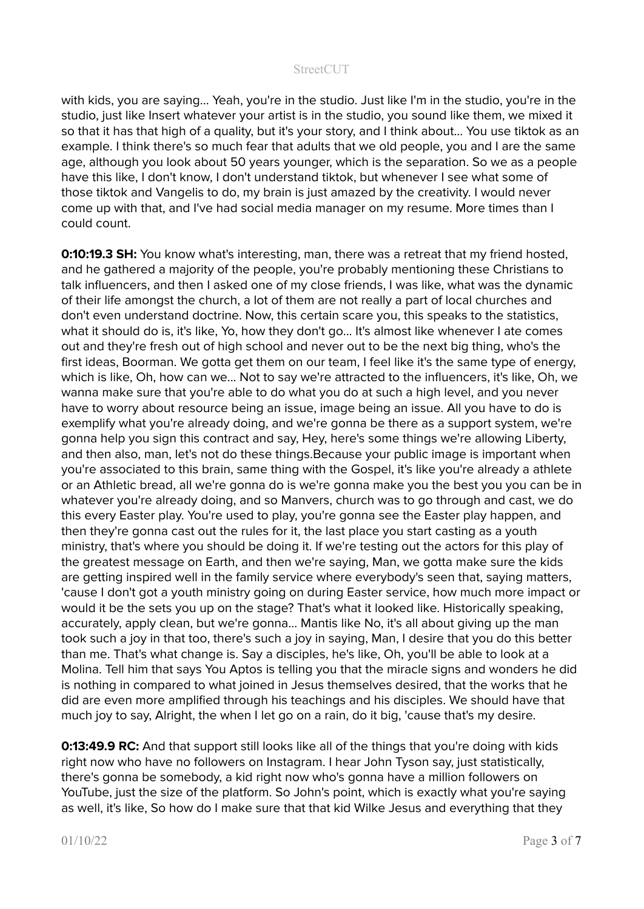with kids, you are saying... Yeah, you're in the studio. Just like I'm in the studio, you're in the studio, just like Insert whatever your artist is in the studio, you sound like them, we mixed it so that it has that high of a quality, but it's your story, and I think about... You use tiktok as an example. I think there's so much fear that adults that we old people, you and I are the same age, although you look about 50 years younger, which is the separation. So we as a people have this like, I don't know, I don't understand tiktok, but whenever I see what some of those tiktok and Vangelis to do, my brain is just amazed by the creativity. I would never come up with that, and I've had social media manager on my resume. More times than I could count.

**0:10:19.3 SH:** You know what's interesting, man, there was a retreat that my friend hosted, and he gathered a majority of the people, you're probably mentioning these Christians to talk influencers, and then I asked one of my close friends, I was like, what was the dynamic of their life amongst the church, a lot of them are not really a part of local churches and don't even understand doctrine. Now, this certain scare you, this speaks to the statistics, what it should do is, it's like, Yo, how they don't go... It's almost like whenever I ate comes out and they're fresh out of high school and never out to be the next big thing, who's the first ideas, Boorman. We gotta get them on our team, I feel like it's the same type of energy, which is like, Oh, how can we... Not to say we're attracted to the influencers, it's like, Oh, we wanna make sure that you're able to do what you do at such a high level, and you never have to worry about resource being an issue, image being an issue. All you have to do is exemplify what you're already doing, and we're gonna be there as a support system, we're gonna help you sign this contract and say, Hey, here's some things we're allowing Liberty, and then also, man, let's not do these things.Because your public image is important when you're associated to this brain, same thing with the Gospel, it's like you're already a athlete or an Athletic bread, all we're gonna do is we're gonna make you the best you you can be in whatever you're already doing, and so Manvers, church was to go through and cast, we do this every Easter play. You're used to play, you're gonna see the Easter play happen, and then they're gonna cast out the rules for it, the last place you start casting as a youth ministry, that's where you should be doing it. If we're testing out the actors for this play of the greatest message on Earth, and then we're saying, Man, we gotta make sure the kids are getting inspired well in the family service where everybody's seen that, saying matters, 'cause I don't got a youth ministry going on during Easter service, how much more impact or would it be the sets you up on the stage? That's what it looked like. Historically speaking, accurately, apply clean, but we're gonna... Mantis like No, it's all about giving up the man took such a joy in that too, there's such a joy in saying, Man, I desire that you do this better than me. That's what change is. Say a disciples, he's like, Oh, you'll be able to look at a Molina. Tell him that says You Aptos is telling you that the miracle signs and wonders he did is nothing in compared to what joined in Jesus themselves desired, that the works that he did are even more amplified through his teachings and his disciples. We should have that much joy to say, Alright, the when I let go on a rain, do it big, 'cause that's my desire.

**0:13:49.9 RC:** And that support still looks like all of the things that you're doing with kids right now who have no followers on Instagram. I hear John Tyson say, just statistically, there's gonna be somebody, a kid right now who's gonna have a million followers on YouTube, just the size of the platform. So John's point, which is exactly what you're saying as well, it's like, So how do I make sure that that kid Wilke Jesus and everything that they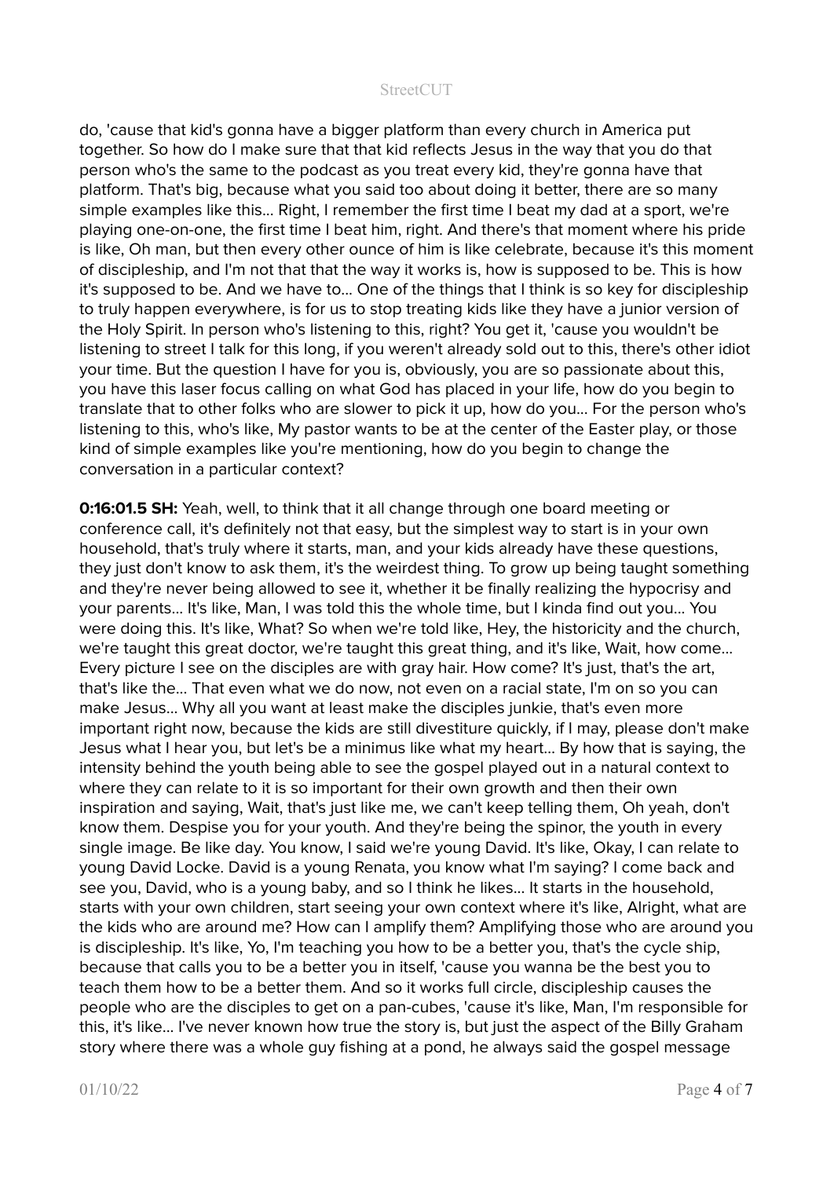do, 'cause that kid's gonna have a bigger platform than every church in America put together. So how do I make sure that that kid reflects Jesus in the way that you do that person who's the same to the podcast as you treat every kid, they're gonna have that platform. That's big, because what you said too about doing it better, there are so many simple examples like this... Right, I remember the first time I beat my dad at a sport, we're playing one-on-one, the first time I beat him, right. And there's that moment where his pride is like, Oh man, but then every other ounce of him is like celebrate, because it's this moment of discipleship, and I'm not that that the way it works is, how is supposed to be. This is how it's supposed to be. And we have to... One of the things that I think is so key for discipleship to truly happen everywhere, is for us to stop treating kids like they have a junior version of the Holy Spirit. In person who's listening to this, right? You get it, 'cause you wouldn't be listening to street I talk for this long, if you weren't already sold out to this, there's other idiot your time. But the question I have for you is, obviously, you are so passionate about this, you have this laser focus calling on what God has placed in your life, how do you begin to translate that to other folks who are slower to pick it up, how do you... For the person who's listening to this, who's like, My pastor wants to be at the center of the Easter play, or those kind of simple examples like you're mentioning, how do you begin to change the conversation in a particular context?

**0:16:01.5 SH:** Yeah, well, to think that it all change through one board meeting or conference call, it's definitely not that easy, but the simplest way to start is in your own household, that's truly where it starts, man, and your kids already have these questions, they just don't know to ask them, it's the weirdest thing. To grow up being taught something and they're never being allowed to see it, whether it be finally realizing the hypocrisy and your parents... It's like, Man, I was told this the whole time, but I kinda find out you... You were doing this. It's like, What? So when we're told like, Hey, the historicity and the church, we're taught this great doctor, we're taught this great thing, and it's like, Wait, how come... Every picture I see on the disciples are with gray hair. How come? It's just, that's the art, that's like the... That even what we do now, not even on a racial state, I'm on so you can make Jesus... Why all you want at least make the disciples junkie, that's even more important right now, because the kids are still divestiture quickly, if I may, please don't make Jesus what I hear you, but let's be a minimus like what my heart... By how that is saying, the intensity behind the youth being able to see the gospel played out in a natural context to where they can relate to it is so important for their own growth and then their own inspiration and saying, Wait, that's just like me, we can't keep telling them, Oh yeah, don't know them. Despise you for your youth. And they're being the spinor, the youth in every single image. Be like day. You know, I said we're young David. It's like, Okay, I can relate to young David Locke. David is a young Renata, you know what I'm saying? I come back and see you, David, who is a young baby, and so I think he likes... It starts in the household, starts with your own children, start seeing your own context where it's like, Alright, what are the kids who are around me? How can I amplify them? Amplifying those who are around you is discipleship. It's like, Yo, I'm teaching you how to be a better you, that's the cycle ship, because that calls you to be a better you in itself, 'cause you wanna be the best you to teach them how to be a better them. And so it works full circle, discipleship causes the people who are the disciples to get on a pan-cubes, 'cause it's like, Man, I'm responsible for this, it's like... I've never known how true the story is, but just the aspect of the Billy Graham story where there was a whole guy fishing at a pond, he always said the gospel message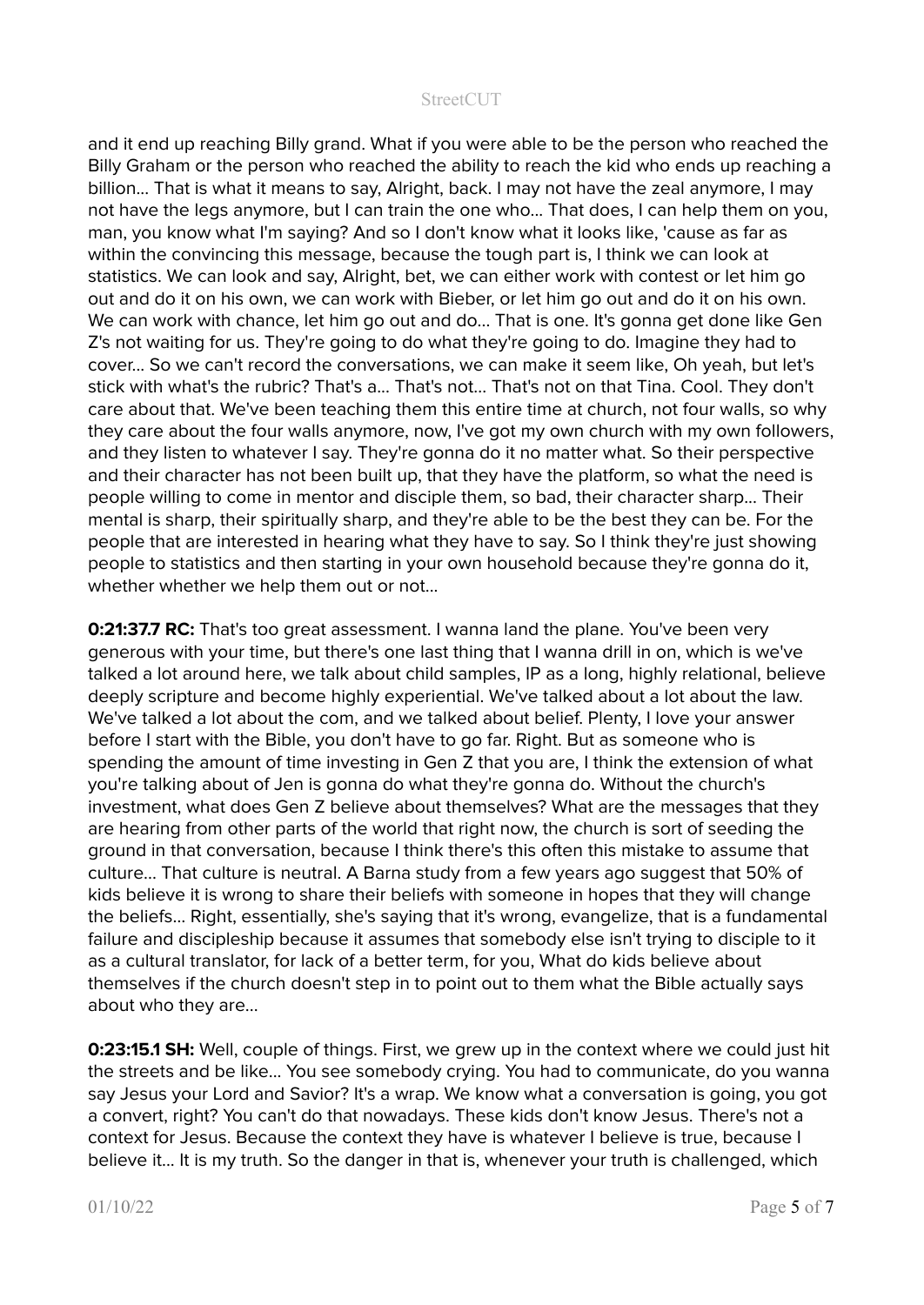and it end up reaching Billy grand. What if you were able to be the person who reached the Billy Graham or the person who reached the ability to reach the kid who ends up reaching a billion... That is what it means to say, Alright, back. I may not have the zeal anymore, I may not have the legs anymore, but I can train the one who... That does, I can help them on you, man, you know what I'm saying? And so I don't know what it looks like, 'cause as far as within the convincing this message, because the tough part is, I think we can look at statistics. We can look and say, Alright, bet, we can either work with contest or let him go out and do it on his own, we can work with Bieber, or let him go out and do it on his own. We can work with chance, let him go out and do... That is one. It's gonna get done like Gen Z's not waiting for us. They're going to do what they're going to do. Imagine they had to cover... So we can't record the conversations, we can make it seem like, Oh yeah, but let's stick with what's the rubric? That's a... That's not... That's not on that Tina. Cool. They don't care about that. We've been teaching them this entire time at church, not four walls, so why they care about the four walls anymore, now, I've got my own church with my own followers, and they listen to whatever I say. They're gonna do it no matter what. So their perspective and their character has not been built up, that they have the platform, so what the need is people willing to come in mentor and disciple them, so bad, their character sharp... Their mental is sharp, their spiritually sharp, and they're able to be the best they can be. For the people that are interested in hearing what they have to say. So I think they're just showing people to statistics and then starting in your own household because they're gonna do it, whether whether we help them out or not...

**0:21:37.7 RC:** That's too great assessment. I wanna land the plane. You've been very generous with your time, but there's one last thing that I wanna drill in on, which is we've talked a lot around here, we talk about child samples, IP as a long, highly relational, believe deeply scripture and become highly experiential. We've talked about a lot about the law. We've talked a lot about the com, and we talked about belief. Plenty, I love your answer before I start with the Bible, you don't have to go far. Right. But as someone who is spending the amount of time investing in Gen Z that you are, I think the extension of what you're talking about of Jen is gonna do what they're gonna do. Without the church's investment, what does Gen Z believe about themselves? What are the messages that they are hearing from other parts of the world that right now, the church is sort of seeding the ground in that conversation, because I think there's this often this mistake to assume that culture... That culture is neutral. A Barna study from a few years ago suggest that 50% of kids believe it is wrong to share their beliefs with someone in hopes that they will change the beliefs... Right, essentially, she's saying that it's wrong, evangelize, that is a fundamental failure and discipleship because it assumes that somebody else isn't trying to disciple to it as a cultural translator, for lack of a better term, for you, What do kids believe about themselves if the church doesn't step in to point out to them what the Bible actually says about who they are...

**0:23:15.1 SH:** Well, couple of things. First, we grew up in the context where we could just hit the streets and be like... You see somebody crying. You had to communicate, do you wanna say Jesus your Lord and Savior? It's a wrap. We know what a conversation is going, you got a convert, right? You can't do that nowadays. These kids don't know Jesus. There's not a context for Jesus. Because the context they have is whatever I believe is true, because I believe it... It is my truth. So the danger in that is, whenever your truth is challenged, which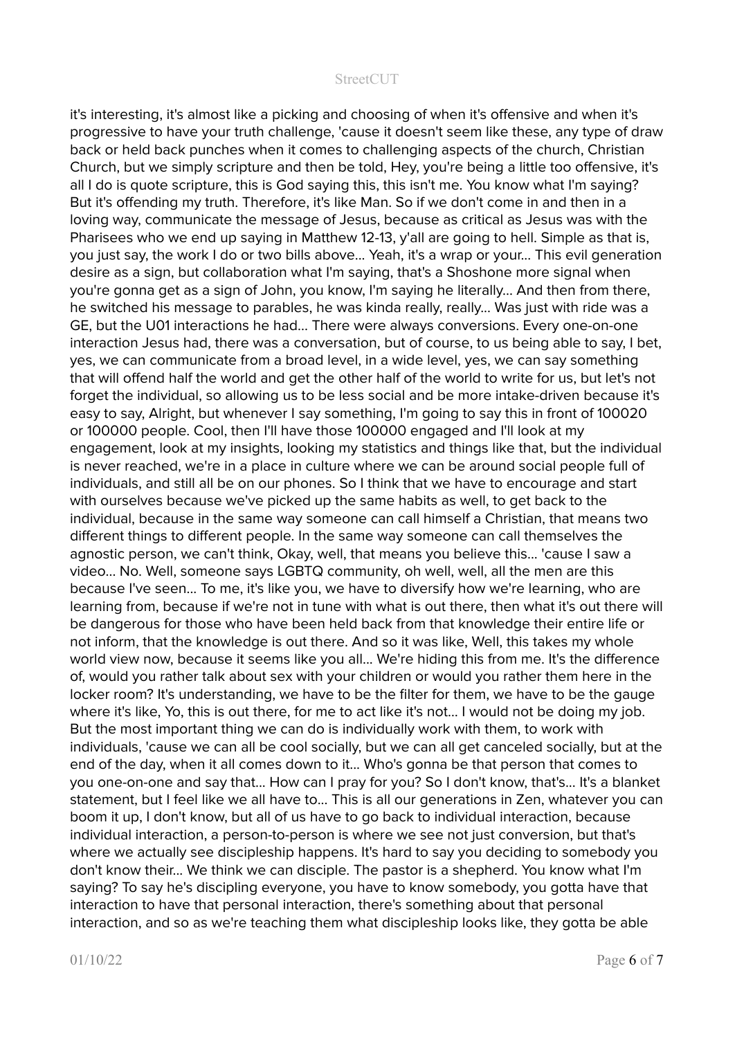it's interesting, it's almost like a picking and choosing of when it's offensive and when it's progressive to have your truth challenge, 'cause it doesn't seem like these, any type of draw back or held back punches when it comes to challenging aspects of the church, Christian Church, but we simply scripture and then be told, Hey, you're being a little too offensive, it's all I do is quote scripture, this is God saying this, this isn't me. You know what I'm saying? But it's offending my truth. Therefore, it's like Man. So if we don't come in and then in a loving way, communicate the message of Jesus, because as critical as Jesus was with the Pharisees who we end up saying in Matthew 12-13, y'all are going to hell. Simple as that is, you just say, the work I do or two bills above... Yeah, it's a wrap or your... This evil generation desire as a sign, but collaboration what I'm saying, that's a Shoshone more signal when you're gonna get as a sign of John, you know, I'm saying he literally... And then from there, he switched his message to parables, he was kinda really, really... Was just with ride was a GE, but the U01 interactions he had... There were always conversions. Every one-on-one interaction Jesus had, there was a conversation, but of course, to us being able to say, I bet, yes, we can communicate from a broad level, in a wide level, yes, we can say something that will offend half the world and get the other half of the world to write for us, but let's not forget the individual, so allowing us to be less social and be more intake-driven because it's easy to say, Alright, but whenever I say something, I'm going to say this in front of 100020 or 100000 people. Cool, then I'll have those 100000 engaged and I'll look at my engagement, look at my insights, looking my statistics and things like that, but the individual is never reached, we're in a place in culture where we can be around social people full of individuals, and still all be on our phones. So I think that we have to encourage and start with ourselves because we've picked up the same habits as well, to get back to the individual, because in the same way someone can call himself a Christian, that means two different things to different people. In the same way someone can call themselves the agnostic person, we can't think, Okay, well, that means you believe this... 'cause I saw a video... No. Well, someone says LGBTQ community, oh well, well, all the men are this because I've seen... To me, it's like you, we have to diversify how we're learning, who are learning from, because if we're not in tune with what is out there, then what it's out there will be dangerous for those who have been held back from that knowledge their entire life or not inform, that the knowledge is out there. And so it was like, Well, this takes my whole world view now, because it seems like you all... We're hiding this from me. It's the difference of, would you rather talk about sex with your children or would you rather them here in the locker room? It's understanding, we have to be the filter for them, we have to be the gauge where it's like, Yo, this is out there, for me to act like it's not... I would not be doing my job. But the most important thing we can do is individually work with them, to work with individuals, 'cause we can all be cool socially, but we can all get canceled socially, but at the end of the day, when it all comes down to it... Who's gonna be that person that comes to you one-on-one and say that... How can I pray for you? So I don't know, that's... It's a blanket statement, but I feel like we all have to... This is all our generations in Zen, whatever you can boom it up, I don't know, but all of us have to go back to individual interaction, because individual interaction, a person-to-person is where we see not just conversion, but that's where we actually see discipleship happens. It's hard to say you deciding to somebody you don't know their... We think we can disciple. The pastor is a shepherd. You know what I'm saying? To say he's discipling everyone, you have to know somebody, you gotta have that interaction to have that personal interaction, there's something about that personal interaction, and so as we're teaching them what discipleship looks like, they gotta be able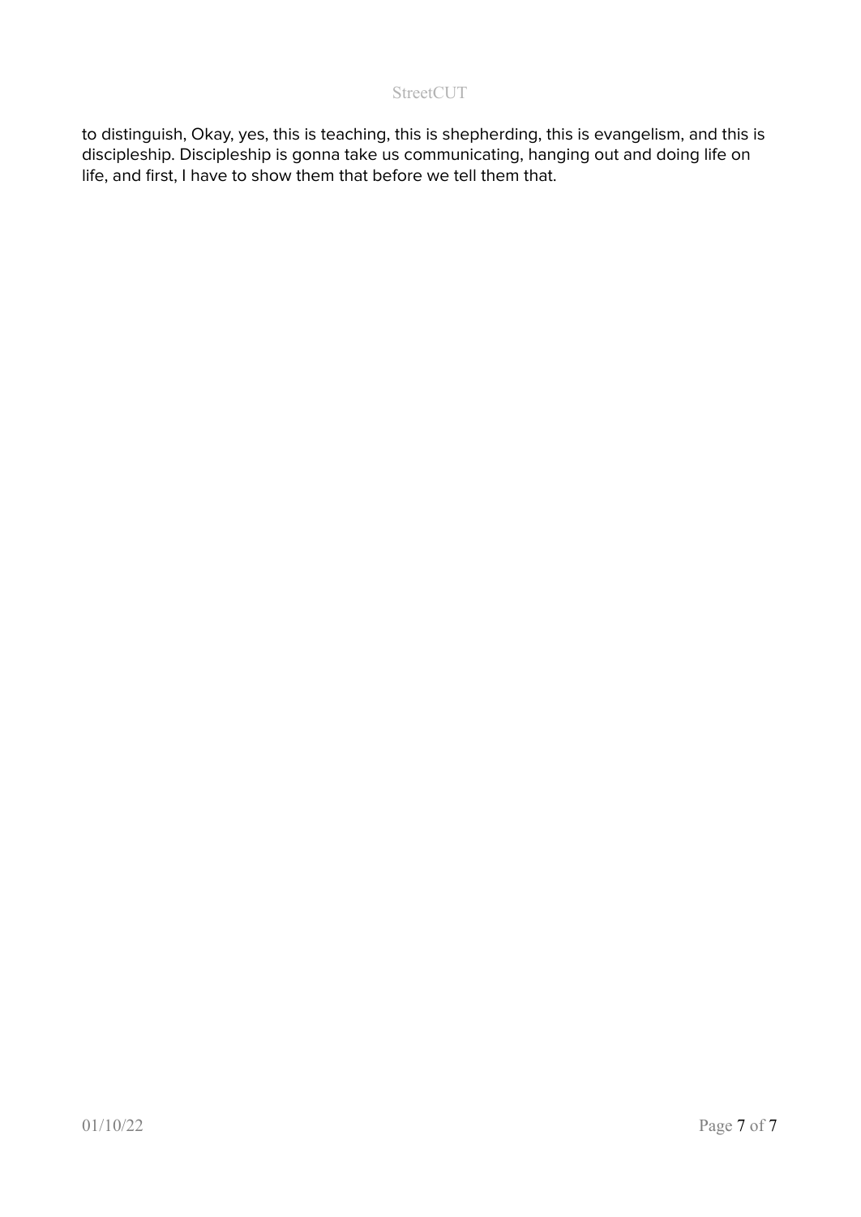to distinguish, Okay, yes, this is teaching, this is shepherding, this is evangelism, and this is discipleship. Discipleship is gonna take us communicating, hanging out and doing life on life, and first, I have to show them that before we tell them that.